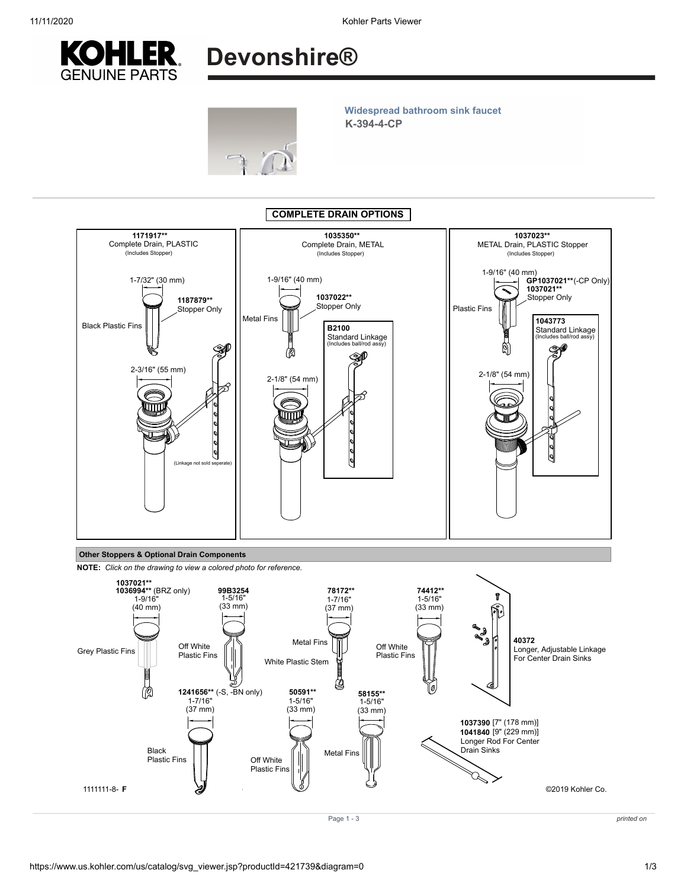# KOHLER GENUINE PARTS

# Devonshire®

**Widespread bathroom sink faucet**
**K-394-4-CP**

## COMPLETE DRAIN OPTIONS

**1171917****
Complete Drain, PLASTIC
(Includes Stopper)

1-7/32" (30 mm)

**1187879****
Stopper Only

Black Plastic Fins

2-3/16" (55 mm)

(Linkage not sold seperate)

**1035350****
Complete Drain, METAL
(Includes Stopper)

1-9/16" (40 mm)

**1037022****
Stopper Only

Metal Fins

**B2100**
Standard Linkage
(Includes ball/rod assy)

2-1/8" (54 mm)

**1037023****
METAL Drain, PLASTIC Stopper
(Includes Stopper)

1-9/16" (40 mm)

**GP1037021****(-CP Only)
**1037021****
Stopper Only

Plastic Fins

**1043773**
Standard Linkage
(Includes ball/rod assy)

2-1/8" (54 mm)

### Other Stoppers & Optional Drain Components

**NOTE:** *Click on the drawing to view a colored photo for reference.*

**1037021****
**1036994**** (BRZ only)
1-9/16"
(40 mm)
Grey Plastic Fins

**99B3254**
1-5/16"
(33 mm)
Off White Plastic Fins

**78172****
1-7/16"
(37 mm)
Metal Fins
White Plastic Stem

**74412****
1-5/16"
(33 mm)
Off White Plastic Fins

**40372**
Longer, Adjustable Linkage For Center Drain Sinks

**1241656**** (-S, -BN only)
1-7/16"
(37 mm)
Black Plastic Fins

**50591****
1-5/16"
(33 mm)
Off White Plastic Fins

**58155****
1-5/16"
(33 mm)
Metal Fins

**1037390** [7" (178 mm)]
**1041840** [9" (229 mm)]
Longer Rod For Center Drain Sinks

1111111-8- **F**

©2019 Kohler Co.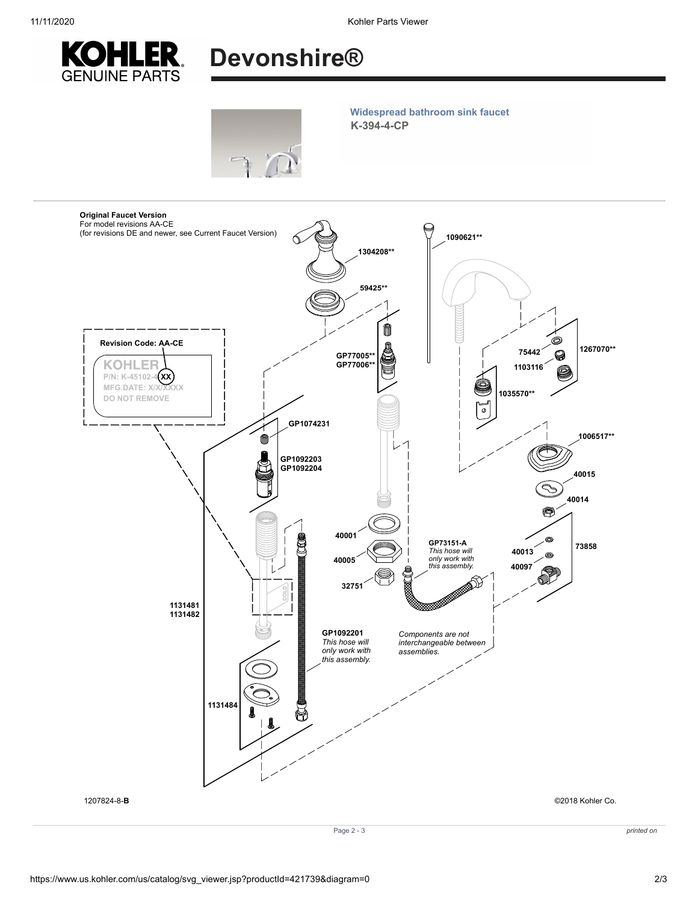# KOHLER GENUINE PARTS

# Devonshire®

**Widespread bathroom sink faucet**
**K-394-4-CP**

**Original Faucet Version**
For model revisions AA-CE
(for revisions DE and newer, see Current Faucet Version)

**Revision Code: AA-CE**

KOHLER
P/N: K-45102-4 XX
MFG.DATE: X/X/XXXX
DO NOT REMOVE

**1304208****

**59425****

**1090621****

**GP77005****
**GP77006****

**75442**

**1267070****

**1103116**

**1035570****

**GP1074231**

**GP1092203**
**GP1092204**

**1006517****

**40015**

**40014**

**40001**

**40005**

**32751**

**GP73151-A**
*This hose will only work with this assembly.*

**40013**

**40097**

**73858**

**1131481**
**1131482**

COLD

**GP1092201**
*This hose will only work with this assembly.*

*Components are not interchangeable between assemblies.*

**1131484**

1207824-8-**B**

©2018 Kohler Co.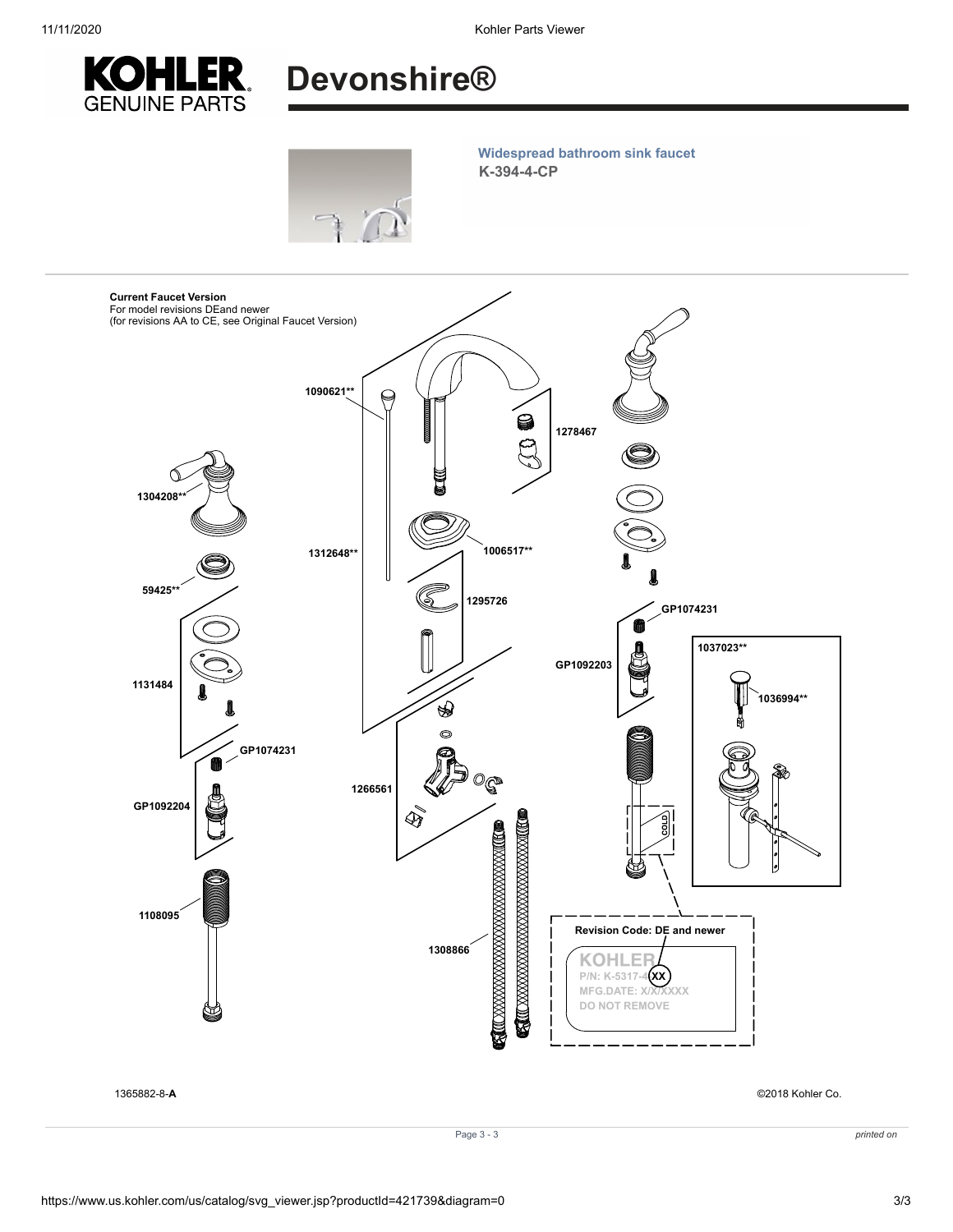# Devonshire®

**Widespread bathroom sink faucet**
**K-394-4-CP**

**Current Faucet Version**
For model revisions DEand newer
(for revisions AA to CE, see Original Faucet Version)

1090621**
1278467
1304208**
1312648**
1006517**
59425**
1295726
GP1074231
1037023**
GP1092203
1036994**
1131484
GP1074231
1266561
COLD
GP1092204
1108095
1308866

**Revision Code: DE and newer**
KOHLER
P/N: K-5317-4 XX
MFG.DATE: X/X/XXXX
DO NOT REMOVE

1365882-8-**A**

©2018 Kohler Co.